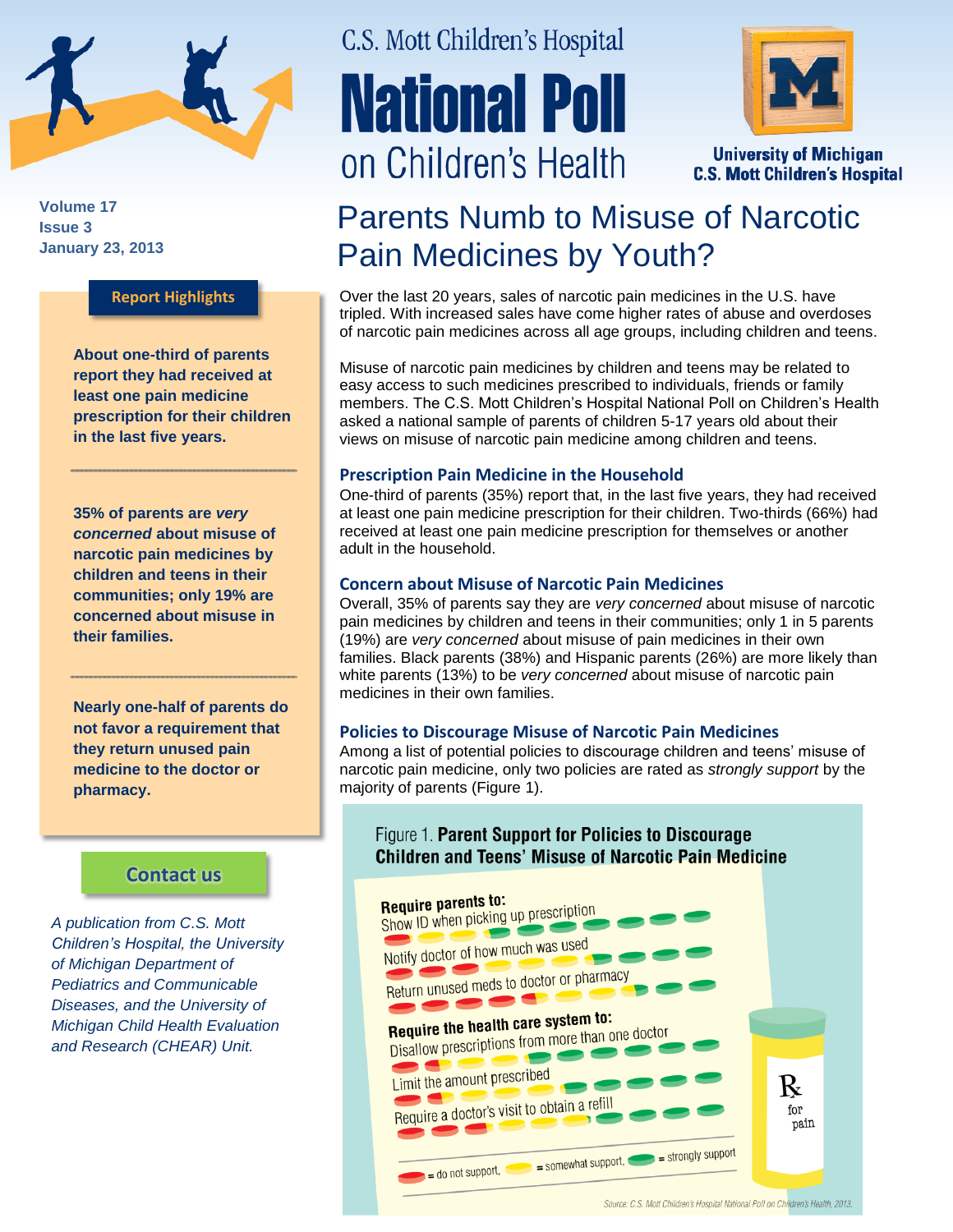C.S. Mott Children's Hospital

# National Poll on Children's Health

University of Michigan
C.S. Mott Children's Hospital

Volume 17
Issue 3
January 23, 2013

## Parents Numb to Misuse of Narcotic Pain Medicines by Youth?

**Report Highlights**

**About one-third of parents report they had received at least one pain medicine prescription for their children in the last five years.**

**35% of parents are *very concerned* about misuse of narcotic pain medicines by children and teens in their communities; only 19% are concerned about misuse in their families.**

**Nearly one-half of parents do not favor a requirement that they return unused pain medicine to the doctor or pharmacy.**

**Contact us**

*A publication from C.S. Mott Children's Hospital, the University of Michigan Department of Pediatrics and Communicable Diseases, and the University of Michigan Child Health Evaluation and Research (CHEAR) Unit.*

Over the last 20 years, sales of narcotic pain medicines in the U.S. have tripled. With increased sales have come higher rates of abuse and overdoses of narcotic pain medicines across all age groups, including children and teens.

Misuse of narcotic pain medicines by children and teens may be related to easy access to such medicines prescribed to individuals, friends or family members. The C.S. Mott Children's Hospital National Poll on Children's Health asked a national sample of parents of children 5-17 years old about their views on misuse of narcotic pain medicine among children and teens.

### Prescription Pain Medicine in the Household

One-third of parents (35%) report that, in the last five years, they had received at least one pain medicine prescription for their children. Two-thirds (66%) had received at least one pain medicine prescription for themselves or another adult in the household.

### Concern about Misuse of Narcotic Pain Medicines

Overall, 35% of parents say they are *very concerned* about misuse of narcotic pain medicines by children and teens in their communities; only 1 in 5 parents (19%) are *very concerned* about misuse of pain medicines in their own families. Black parents (38%) and Hispanic parents (26%) are more likely than white parents (13%) to be *very concerned* about misuse of narcotic pain medicines in their own families.

### Policies to Discourage Misuse of Narcotic Pain Medicines

Among a list of potential policies to discourage children and teens' misuse of narcotic pain medicine, only two policies are rated as *strongly support* by the majority of parents (Figure 1).

Figure 1. **Parent Support for Policies to Discourage Children and Teens' Misuse of Narcotic Pain Medicine**

**Require parents to:**
- Show ID when picking up prescription
- Notify doctor of how much was used
- Return unused meds to doctor or pharmacy

**Require the health care system to:**
- Disallow prescriptions from more than one doctor
- Limit the amount prescribed
- Require a doctor's visit to obtain a refill

(red) = do not support, (yellow) = somewhat support, (green) = strongly support

Rx for pain

Source: C.S. Mott Children's Hospital National Poll on Children's Health, 2013.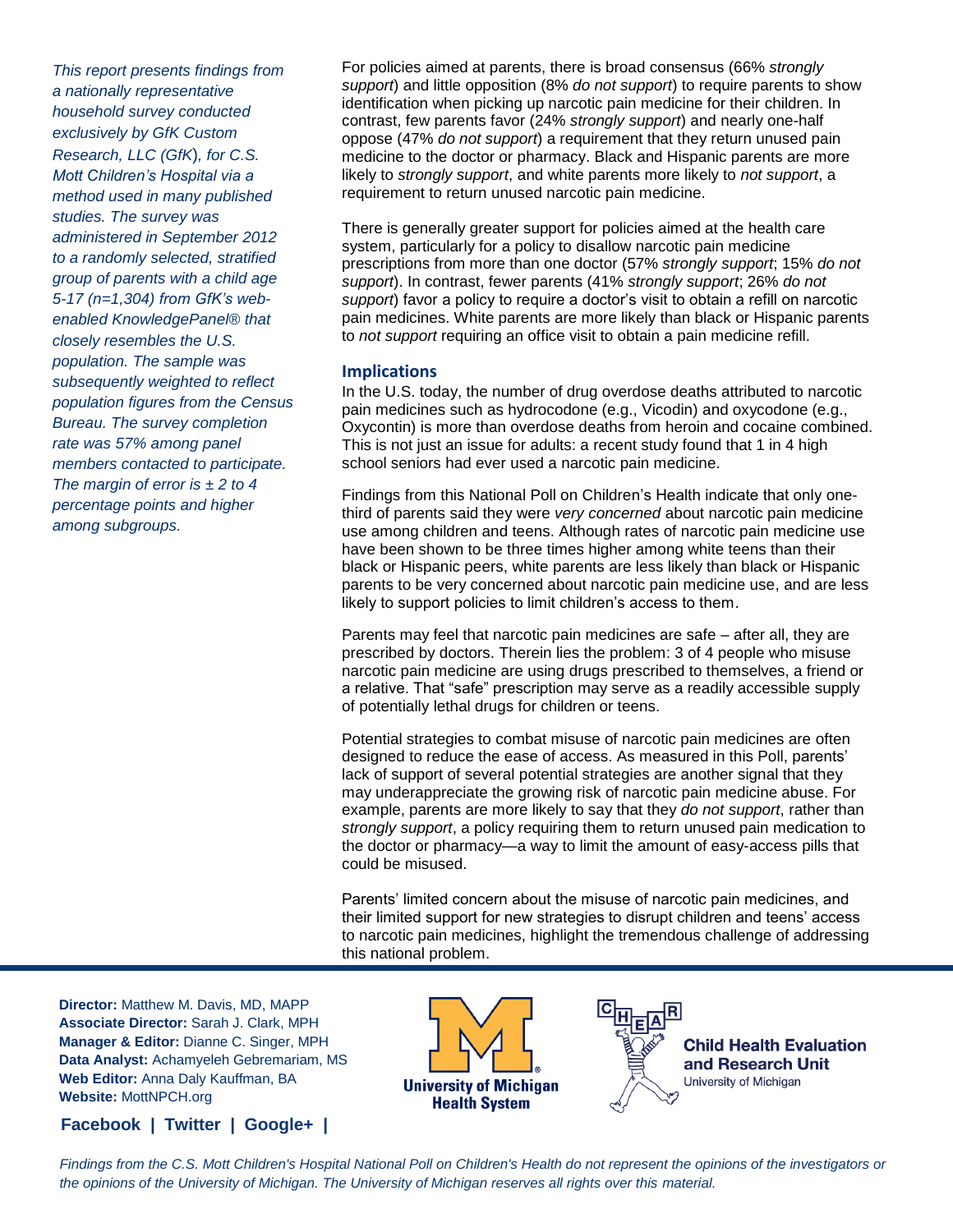*This report presents findings from a nationally representative household survey conducted exclusively by GfK Custom Research, LLC (GfK), for C.S. Mott Children's Hospital via a method used in many published studies. The survey was administered in September 2012 to a randomly selected, stratified group of parents with a child age 5-17 (n=1,304) from GfK's web-enabled KnowledgePanel® that closely resembles the U.S. population. The sample was subsequently weighted to reflect population figures from the Census Bureau. The survey completion rate was 57% among panel members contacted to participate. The margin of error is ± 2 to 4 percentage points and higher among subgroups.*

For policies aimed at parents, there is broad consensus (66% *strongly support*) and little opposition (8% *do not support*) to require parents to show identification when picking up narcotic pain medicine for their children. In contrast, few parents favor (24% *strongly support*) and nearly one-half oppose (47% *do not support*) a requirement that they return unused pain medicine to the doctor or pharmacy. Black and Hispanic parents are more likely to *strongly support*, and white parents more likely to *not support*, a requirement to return unused narcotic pain medicine.

There is generally greater support for policies aimed at the health care system, particularly for a policy to disallow narcotic pain medicine prescriptions from more than one doctor (57% *strongly support*; 15% *do not support*). In contrast, fewer parents (41% *strongly support*; 26% *do not support*) favor a policy to require a doctor's visit to obtain a refill on narcotic pain medicines. White parents are more likely than black or Hispanic parents to *not support* requiring an office visit to obtain a pain medicine refill.

## Implications

In the U.S. today, the number of drug overdose deaths attributed to narcotic pain medicines such as hydrocodone (e.g., Vicodin) and oxycodone (e.g., Oxycontin) is more than overdose deaths from heroin and cocaine combined. This is not just an issue for adults: a recent study found that 1 in 4 high school seniors had ever used a narcotic pain medicine.

Findings from this National Poll on Children's Health indicate that only one-third of parents said they were *very concerned* about narcotic pain medicine use among children and teens. Although rates of narcotic pain medicine use have been shown to be three times higher among white teens than their black or Hispanic peers, white parents are less likely than black or Hispanic parents to be very concerned about narcotic pain medicine use, and are less likely to support policies to limit children's access to them.

Parents may feel that narcotic pain medicines are safe – after all, they are prescribed by doctors. Therein lies the problem: 3 of 4 people who misuse narcotic pain medicine are using drugs prescribed to themselves, a friend or a relative. That "safe" prescription may serve as a readily accessible supply of potentially lethal drugs for children or teens.

Potential strategies to combat misuse of narcotic pain medicines are often designed to reduce the ease of access. As measured in this Poll, parents' lack of support of several potential strategies are another signal that they may underappreciate the growing risk of narcotic pain medicine abuse. For example, parents are more likely to say that they *do not support*, rather than *strongly support*, a policy requiring them to return unused pain medication to the doctor or pharmacy—a way to limit the amount of easy-access pills that could be misused.

Parents' limited concern about the misuse of narcotic pain medicines, and their limited support for new strategies to disrupt children and teens' access to narcotic pain medicines, highlight the tremendous challenge of addressing this national problem.

**Director:** Matthew M. Davis, MD, MAPP
**Associate Director:** Sarah J. Clark, MPH
**Manager & Editor:** Dianne C. Singer, MPH
**Data Analyst:** Achamyeleh Gebremariam, MS
**Web Editor:** Anna Daly Kauffman, BA
**Website:** MottNPCH.org

**Facebook | Twitter | Google+ |**

University of Michigan Health System

Child Health Evaluation and Research Unit
University of Michigan

*Findings from the C.S. Mott Children's Hospital National Poll on Children's Health do not represent the opinions of the investigators or the opinions of the University of Michigan. The University of Michigan reserves all rights over this material.*